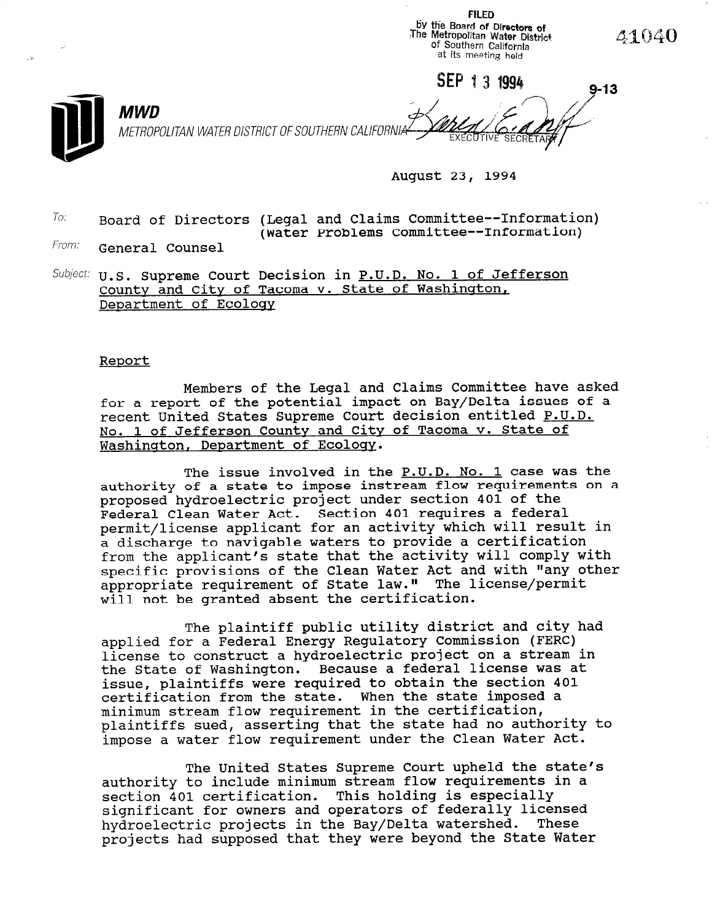FILED
by the Board of Directors of
The Metropolitan Water District
of Southern California
at its meeting held

SEP 13 1994

EXECUTIVE SECRETARY

41040

9-13

**MWD**
METROPOLITAN WATER DISTRICT OF SOUTHERN CALIFORNIA

August 23, 1994

To: Board of Directors (Legal and Claims Committee--Information)
(Water Problems Committee--Information)

From: General Counsel

Subject: U.S. Supreme Court Decision in P.U.D. No. 1 of Jefferson County and City of Tacoma v. State of Washington, Department of Ecology

Report

Members of the Legal and Claims Committee have asked for a report of the potential impact on Bay/Delta issues of a recent United States Supreme Court decision entitled P.U.D. No. 1 of Jefferson County and City of Tacoma v. State of Washington, Department of Ecology.

The issue involved in the P.U.D. No. 1 case was the authority of a state to impose instream flow requirements on a proposed hydroelectric project under section 401 of the Federal Clean Water Act. Section 401 requires a federal permit/license applicant for an activity which will result in a discharge to navigable waters to provide a certification from the applicant's state that the activity will comply with specific provisions of the Clean Water Act and with "any other appropriate requirement of State law." The license/permit will not be granted absent the certification.

The plaintiff public utility district and city had applied for a Federal Energy Regulatory Commission (FERC) license to construct a hydroelectric project on a stream in the State of Washington. Because a federal license was at issue, plaintiffs were required to obtain the section 401 certification from the state. When the state imposed a minimum stream flow requirement in the certification, plaintiffs sued, asserting that the state had no authority to impose a water flow requirement under the Clean Water Act.

The United States Supreme Court upheld the state's authority to include minimum stream flow requirements in a section 401 certification. This holding is especially significant for owners and operators of federally licensed hydroelectric projects in the Bay/Delta watershed. These projects had supposed that they were beyond the State Water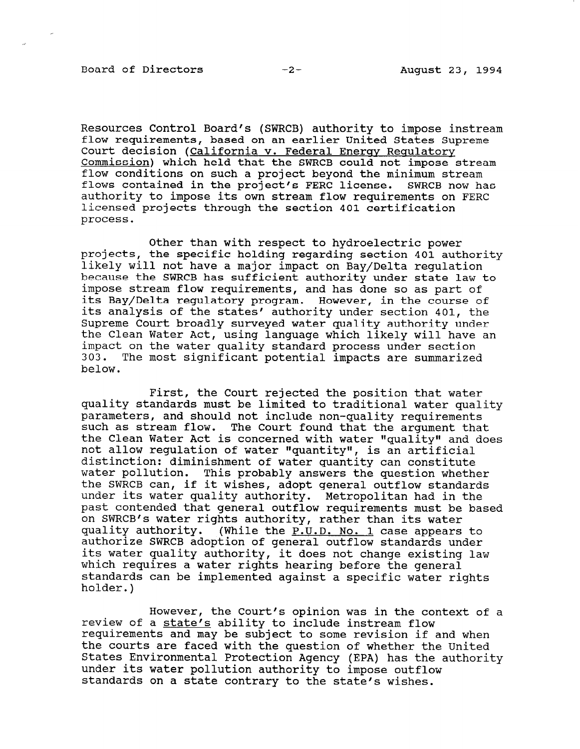Resources Control Board's (SWRCB) authority to impose instream flow requirements, based on an earlier United States Supreme Court decision (California v. Federal Energy Regulatory Commission) which held that the SWRCB could not impose stream flow conditions on such a project beyond the minimum stream flows contained in the project's FERC license. SWRCB now has authority to impose its own stream flow requirements on FERC licensed projects through the section 401 certification process.

Other than with respect to hydroelectric power projects, the specific holding regarding section 401 authority likely will not have a major impact on Bay/Delta regulation because the SWRCB has sufficient authority under state law to impose stream flow requirements, and has done so as part of its Bay/Delta regulatory program. However, in the course of its analysis of the states' authority under section 401, the Supreme Court broadly surveyed water quality authority under the Clean Water Act, using language which likely will have an impact on the water quality standard process under section 303. The most significant potential impacts are summarized below.

First, the Court rejected the position that water quality standards must be limited to traditional water quality parameters, and should not include non-quality requirements such as stream flow. The Court found that the argument that the Clean Water Act is concerned with water "quality" and does not allow regulation of water "quantity", is an artificial distinction: diminishment of water quantity can constitute water pollution. This probably answers the question whether the SWRCB can, if it wishes, adopt general outflow standards under its water quality authority. Metropolitan had in the past contended that general outflow requirements must be based on SWRCB's water rights authority, rather than its water quality authority. (While the P.U.D. No. 1 case appears to authorize SWRCB adoption of general outflow standards under its water quality authority, it does not change existing law which requires a water rights hearing before the general standards can be implemented against a specific water rights holder.)

However, the Court's opinion was in the context of a review of a state's ability to include instream flow requirements and may be subject to some revision if and when the courts are faced with the question of whether the United States Environmental Protection Agency (EPA) has the authority under its water pollution authority to impose outflow standards on a state contrary to the state's wishes.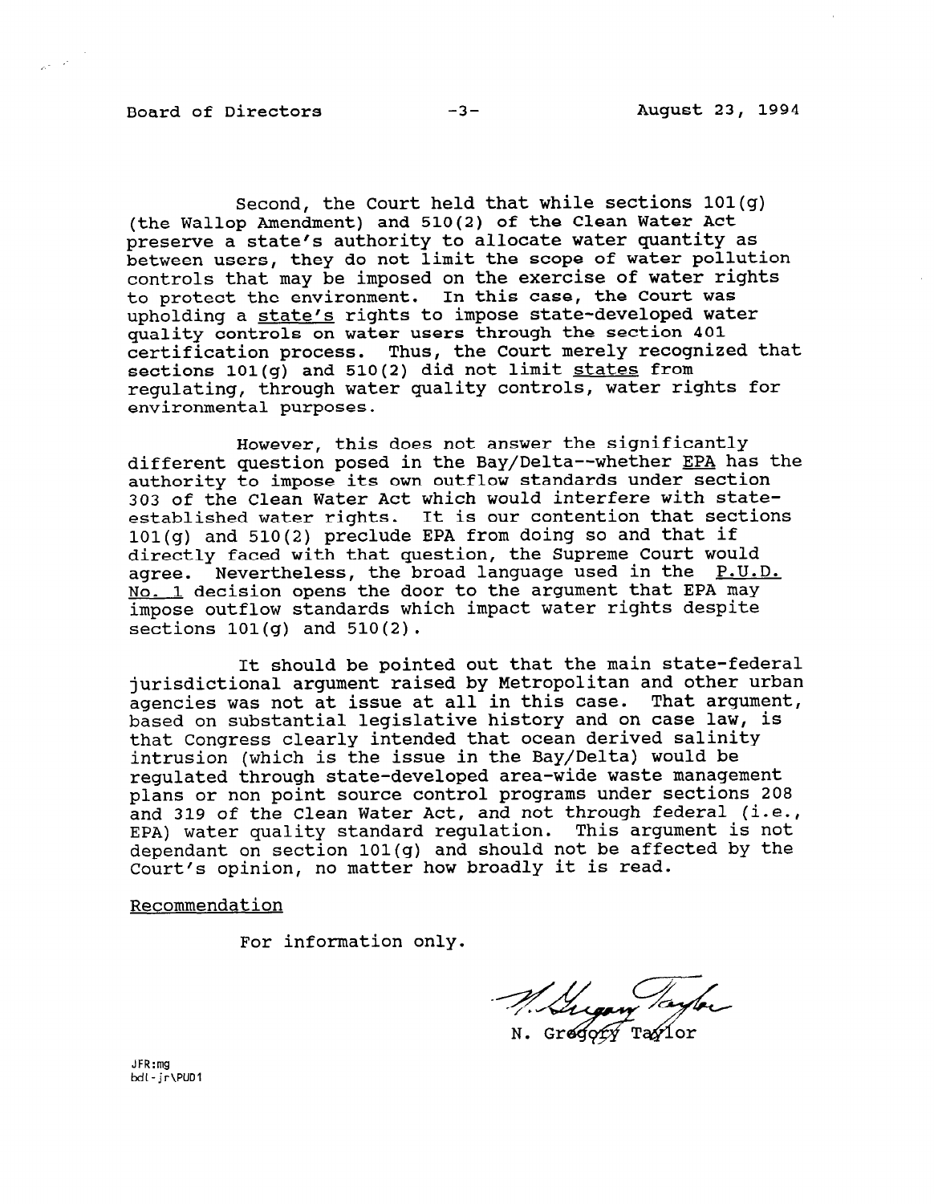Second, the Court held that while sections 101(g) (the Wallop Amendment) and 510(2) of the Clean Water Act preserve a state's authority to allocate water quantity as between users, they do not limit the scope of water pollution controls that may be imposed on the exercise of water rights to protect the environment. In this case, the Court was upholding a <u>state's</u> rights to impose state-developed water quality controls on water users through the section 401 certification process. Thus, the Court merely recognized that sections 101(g) and 510(2) did not limit <u>states</u> from regulating, through water quality controls, water rights for environmental purposes.

However, this does not answer the significantly different question posed in the Bay/Delta--whether <u>EPA</u> has the authority to impose its own outflow standards under section 303 of the Clean Water Act which would interfere with state-established water rights. It is our contention that sections 101(g) and 510(2) preclude EPA from doing so and that if directly faced with that question, the Supreme Court would agree. Nevertheless, the broad language used in the <u>P.U.D. No. 1</u> decision opens the door to the argument that EPA may impose outflow standards which impact water rights despite sections 101(g) and 510(2).

It should be pointed out that the main state-federal jurisdictional argument raised by Metropolitan and other urban agencies was not at issue at all in this case. That argument, based on substantial legislative history and on case law, is that Congress clearly intended that ocean derived salinity intrusion (which is the issue in the Bay/Delta) would be regulated through state-developed area-wide waste management plans or non point source control programs under sections 208 and 319 of the Clean Water Act, and not through federal (i.e., EPA) water quality standard regulation. This argument is not dependant on section 101(g) and should not be affected by the Court's opinion, no matter how broadly it is read.

<u>Recommendation</u>

For information only.

N. Gregory Taylor

JFR:mg
bdl-jr\PUD1